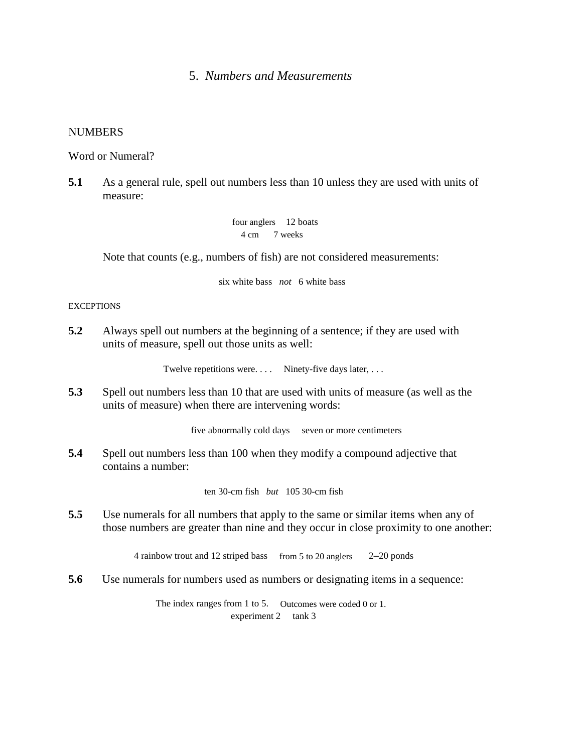# 5. *Numbers and Measurements*

## NUMBERS

### Word or Numeral?

**5.1** As a general rule, spell out numbers less than 10 unless they are used with units of measure:

four anglers    12 boats
4 cm    7 weeks

Note that counts (e.g., numbers of fish) are not considered measurements:

six white bass *not* 6 white bass

#### EXCEPTIONS

**5.2** Always spell out numbers at the beginning of a sentence; if they are used with units of measure, spell out those units as well:

Twelve repetitions were. . . .    Ninety-five days later, . . .

**5.3** Spell out numbers less than 10 that are used with units of measure (as well as the units of measure) when there are intervening words:

five abnormally cold days    seven or more centimeters

**5.4** Spell out numbers less than 100 when they modify a compound adjective that contains a number:

ten 30-cm fish *but* 105 30-cm fish

**5.5** Use numerals for all numbers that apply to the same or similar items when any of those numbers are greater than nine and they occur in close proximity to one another:

4 rainbow trout and 12 striped bass    from 5 to 20 anglers    2–20 ponds

**5.6** Use numerals for numbers used as numbers or designating items in a sequence:

The index ranges from 1 to 5.    Outcomes were coded 0 or 1.
experiment 2    tank 3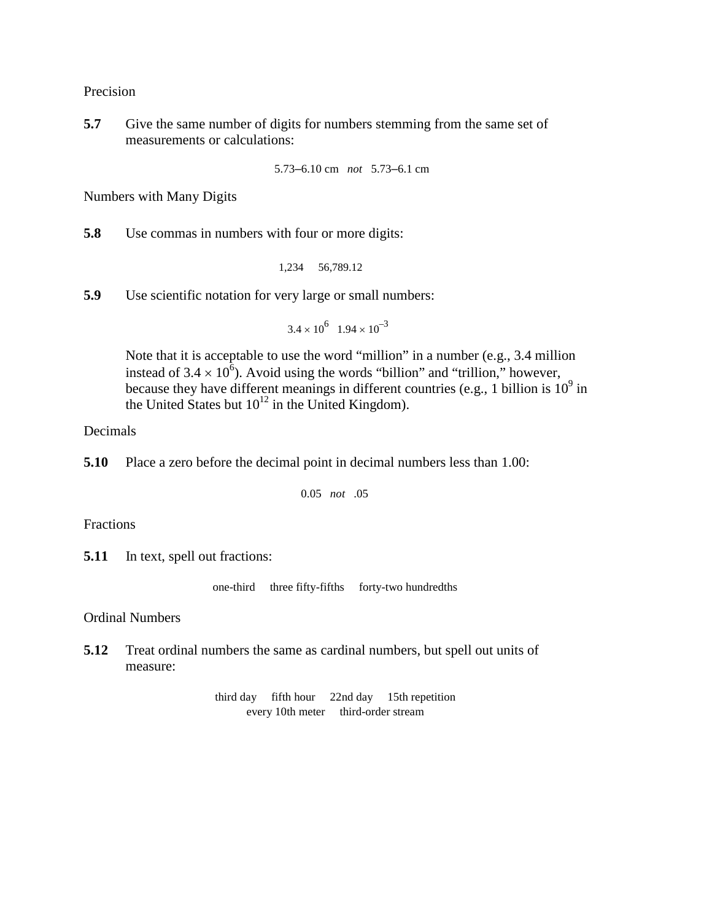Precision

**5.7** Give the same number of digits for numbers stemming from the same set of measurements or calculations:

5.73–6.10 cm *not* 5.73–6.1 cm

Numbers with Many Digits

**5.8** Use commas in numbers with four or more digits:

1,234 56,789.12

**5.9** Use scientific notation for very large or small numbers:

$3.4 \times 10^{6}$ $1.94 \times 10^{-3}$

Note that it is acceptable to use the word “million” in a number (e.g., 3.4 million instead of $3.4 \times 10^{6}$). Avoid using the words “billion” and “trillion,” however, because they have different meanings in different countries (e.g., 1 billion is $10^{9}$ in the United States but $10^{12}$ in the United Kingdom).

Decimals

**5.10** Place a zero before the decimal point in decimal numbers less than 1.00:

0.05 *not* .05

Fractions

**5.11** In text, spell out fractions:

one-third three fifty-fifths forty-two hundredths

Ordinal Numbers

**5.12** Treat ordinal numbers the same as cardinal numbers, but spell out units of measure:

third day fifth hour 22nd day 15th repetition
every 10th meter third-order stream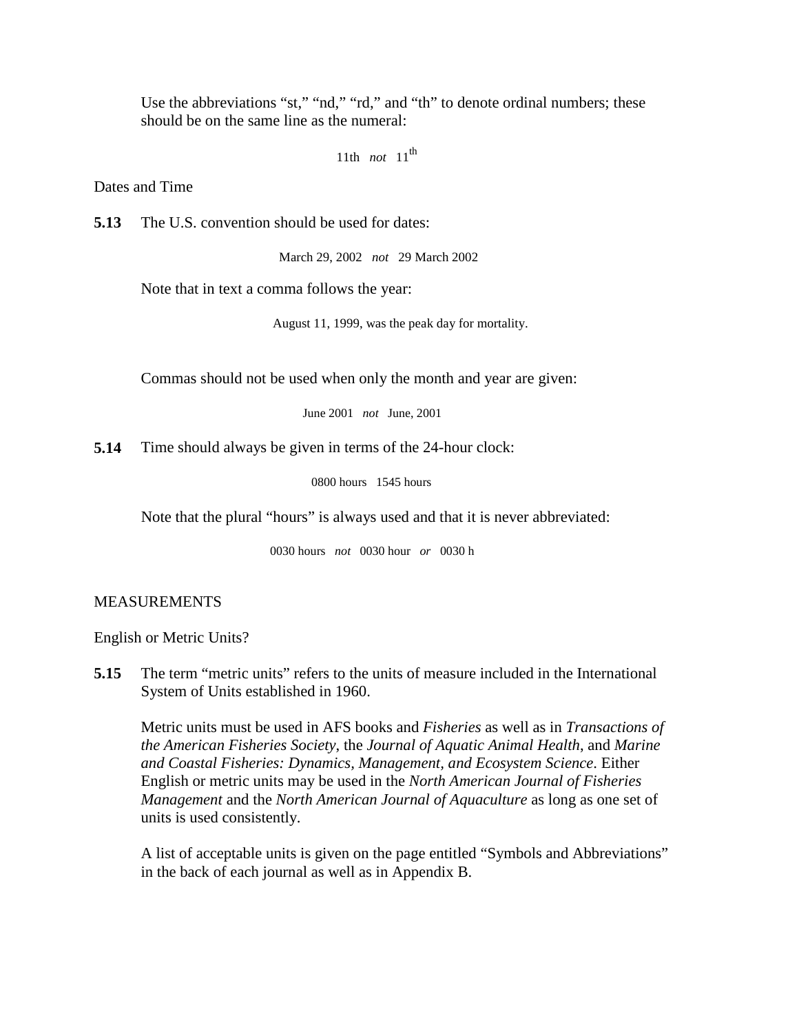Use the abbreviations "st," "nd," "rd," and "th" to denote ordinal numbers; these should be on the same line as the numeral:

11th *not* $11^{th}$

### Dates and Time

**5.13** The U.S. convention should be used for dates:

March 29, 2002 *not* 29 March 2002

Note that in text a comma follows the year:

August 11, 1999, was the peak day for mortality.

Commas should not be used when only the month and year are given:

June 2001 *not* June, 2001

**5.14** Time should always be given in terms of the 24-hour clock:

0800 hours 1545 hours

Note that the plural "hours" is always used and that it is never abbreviated:

0030 hours *not* 0030 hour *or* 0030 h

## MEASUREMENTS

### English or Metric Units?

**5.15** The term "metric units" refers to the units of measure included in the International System of Units established in 1960.

Metric units must be used in AFS books and *Fisheries* as well as in *Transactions of the American Fisheries Society*, the *Journal of Aquatic Animal Health*, and *Marine and Coastal Fisheries: Dynamics, Management, and Ecosystem Science*. Either English or metric units may be used in the *North American Journal of Fisheries Management* and the *North American Journal of Aquaculture* as long as one set of units is used consistently.

A list of acceptable units is given on the page entitled "Symbols and Abbreviations" in the back of each journal as well as in Appendix B.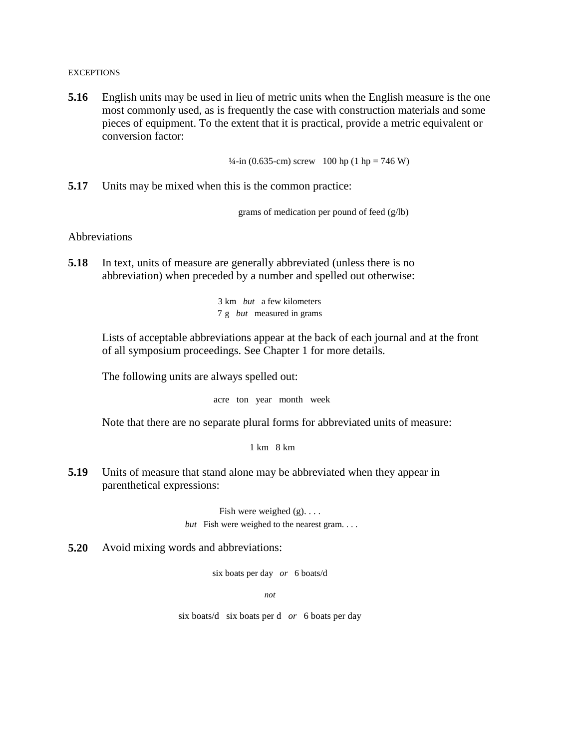EXCEPTIONS

**5.16** English units may be used in lieu of metric units when the English measure is the one most commonly used, as is frequently the case with construction materials and some pieces of equipment. To the extent that it is practical, provide a metric equivalent or conversion factor:

¼-in (0.635-cm) screw   100 hp (1 hp = 746 W)

**5.17** Units may be mixed when this is the common practice:

grams of medication per pound of feed (g/lb)

## Abbreviations

**5.18** In text, units of measure are generally abbreviated (unless there is no abbreviation) when preceded by a number and spelled out otherwise:

3 km   *but*   a few kilometers
7 g   *but*   measured in grams

Lists of acceptable abbreviations appear at the back of each journal and at the front of all symposium proceedings. See Chapter 1 for more details.

The following units are always spelled out:

acre   ton   year   month   week

Note that there are no separate plural forms for abbreviated units of measure:

1 km   8 km

**5.19** Units of measure that stand alone may be abbreviated when they appear in parenthetical expressions:

Fish were weighed (g). . . .
*but*   Fish were weighed to the nearest gram. . . .

**5.20** Avoid mixing words and abbreviations:

six boats per day   *or*   6 boats/d

*not*

six boats/d   six boats per d   *or*   6 boats per day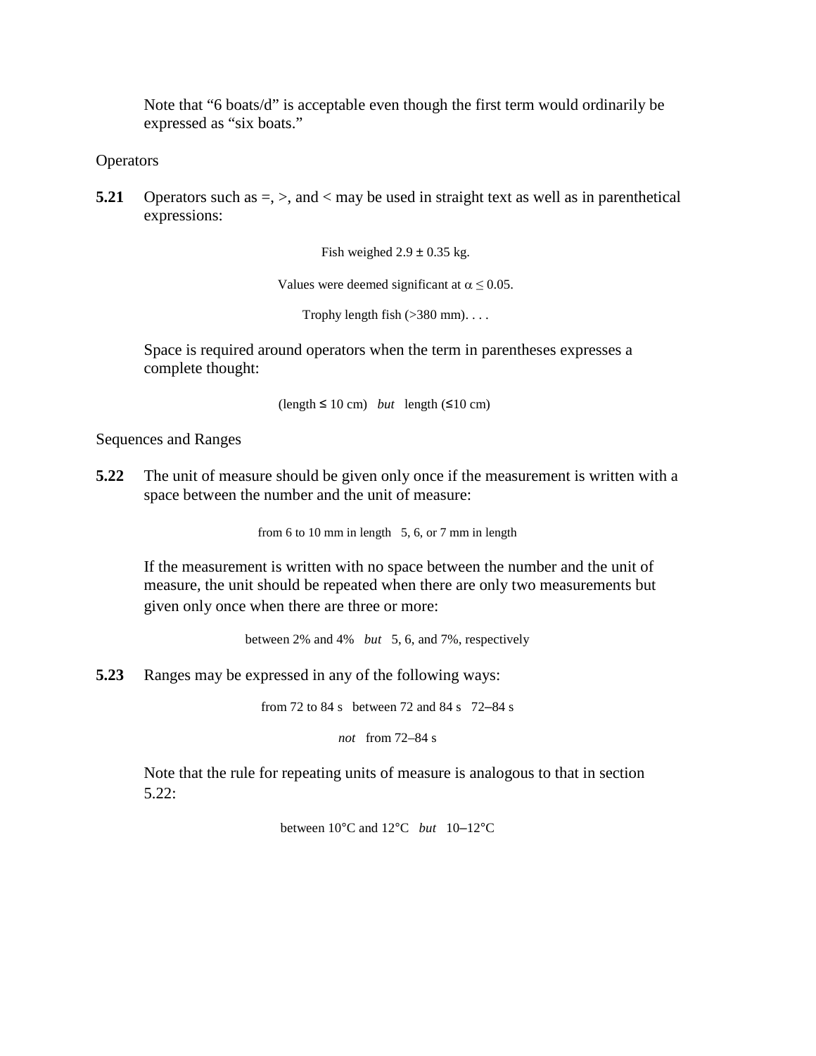Note that “6 boats/d” is acceptable even though the first term would ordinarily be expressed as “six boats.”

### Operators

**5.21** Operators such as =, >, and < may be used in straight text as well as in parenthetical expressions:

Fish weighed 2.9 ± 0.35 kg.

Values were deemed significant at $\alpha \leq 0.05$.

Trophy length fish (>380 mm). . . .

Space is required around operators when the term in parentheses expresses a complete thought:

(length ≤ 10 cm)   *but*   length (≤10 cm)

### Sequences and Ranges

**5.22** The unit of measure should be given only once if the measurement is written with a space between the number and the unit of measure:

from 6 to 10 mm in length   5, 6, or 7 mm in length

If the measurement is written with no space between the number and the unit of measure, the unit should be repeated when there are only two measurements but given only once when there are three or more:

between 2% and 4%   *but*   5, 6, and 7%, respectively

**5.23** Ranges may be expressed in any of the following ways:

from 72 to 84 s   between 72 and 84 s   72–84 s

*not*   from 72–84 s

Note that the rule for repeating units of measure is analogous to that in section 5.22:

between 10°C and 12°C   *but*   10–12°C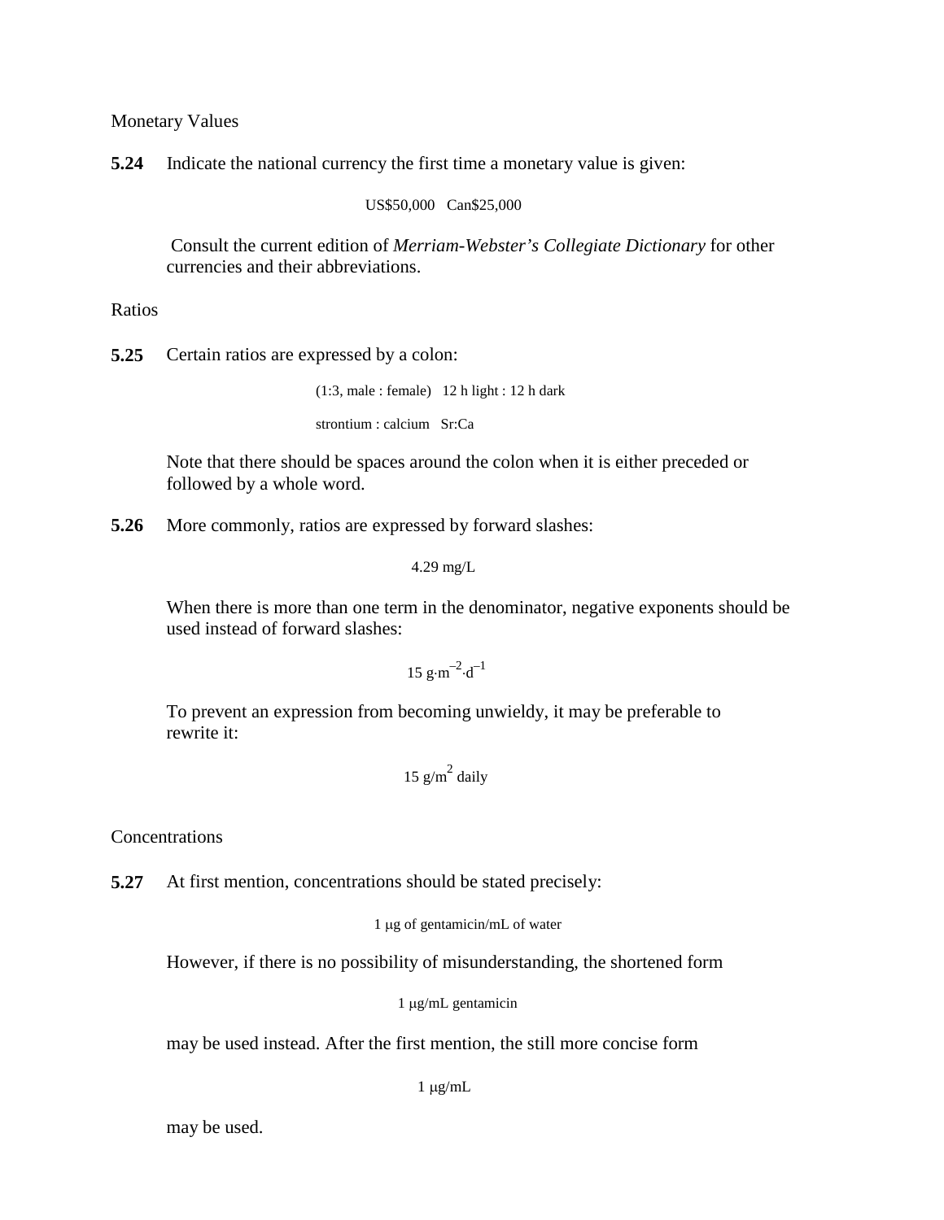## Monetary Values

**5.24** Indicate the national currency the first time a monetary value is given:

US$50,000   Can$25,000

Consult the current edition of *Merriam-Webster's Collegiate Dictionary* for other currencies and their abbreviations.

## Ratios

**5.25** Certain ratios are expressed by a colon:

(1:3, male : female)   12 h light : 12 h dark

strontium : calcium   Sr:Ca

Note that there should be spaces around the colon when it is either preceded or followed by a whole word.

**5.26** More commonly, ratios are expressed by forward slashes:

4.29 mg/L

When there is more than one term in the denominator, negative exponents should be used instead of forward slashes:

$$15\ \mathrm{g{\cdot}m^{-2}{\cdot}d^{-1}}$$

To prevent an expression from becoming unwieldy, it may be preferable to rewrite it:

$$15\ \mathrm{g/m^2}\ \text{daily}$$

## Concentrations

**5.27** At first mention, concentrations should be stated precisely:

1 μg of gentamicin/mL of water

However, if there is no possibility of misunderstanding, the shortened form

1 μg/mL gentamicin

may be used instead. After the first mention, the still more concise form

1 μg/mL

may be used.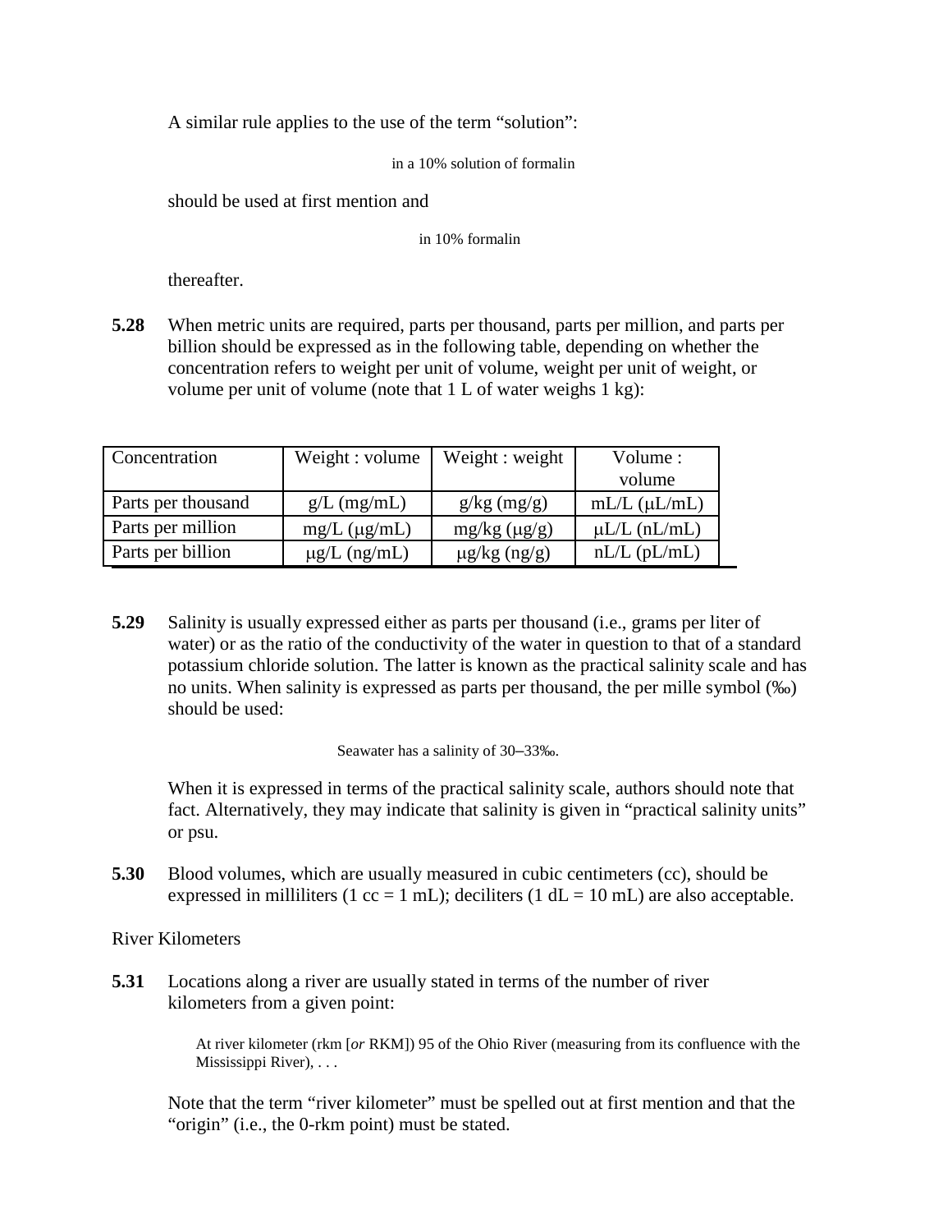A similar rule applies to the use of the term "solution":

in a 10% solution of formalin

should be used at first mention and

in 10% formalin

thereafter.

**5.28** When metric units are required, parts per thousand, parts per million, and parts per billion should be expressed as in the following table, depending on whether the concentration refers to weight per unit of volume, weight per unit of weight, or volume per unit of volume (note that 1 L of water weighs 1 kg):

| Concentration | Weight : volume | Weight : weight | Volume : volume |
|---|---|---|---|
| Parts per thousand | g/L (mg/mL) | g/kg (mg/g) | mL/L (μL/mL) |
| Parts per million | mg/L (μg/mL) | mg/kg (μg/g) | μL/L (nL/mL) |
| Parts per billion | μg/L (ng/mL) | μg/kg (ng/g) | nL/L (pL/mL) |

**5.29** Salinity is usually expressed either as parts per thousand (i.e., grams per liter of water) or as the ratio of the conductivity of the water in question to that of a standard potassium chloride solution. The latter is known as the practical salinity scale and has no units. When salinity is expressed as parts per thousand, the per mille symbol (‰) should be used:

Seawater has a salinity of 30–33‰.

When it is expressed in terms of the practical salinity scale, authors should note that fact. Alternatively, they may indicate that salinity is given in "practical salinity units" or psu.

**5.30** Blood volumes, which are usually measured in cubic centimeters (cc), should be expressed in milliliters (1 cc = 1 mL); deciliters (1 dL = 10 mL) are also acceptable.

River Kilometers

**5.31** Locations along a river are usually stated in terms of the number of river kilometers from a given point:

> At river kilometer (rkm [*or* RKM]) 95 of the Ohio River (measuring from its confluence with the Mississippi River), . . .

Note that the term "river kilometer" must be spelled out at first mention and that the "origin" (i.e., the 0-rkm point) must be stated.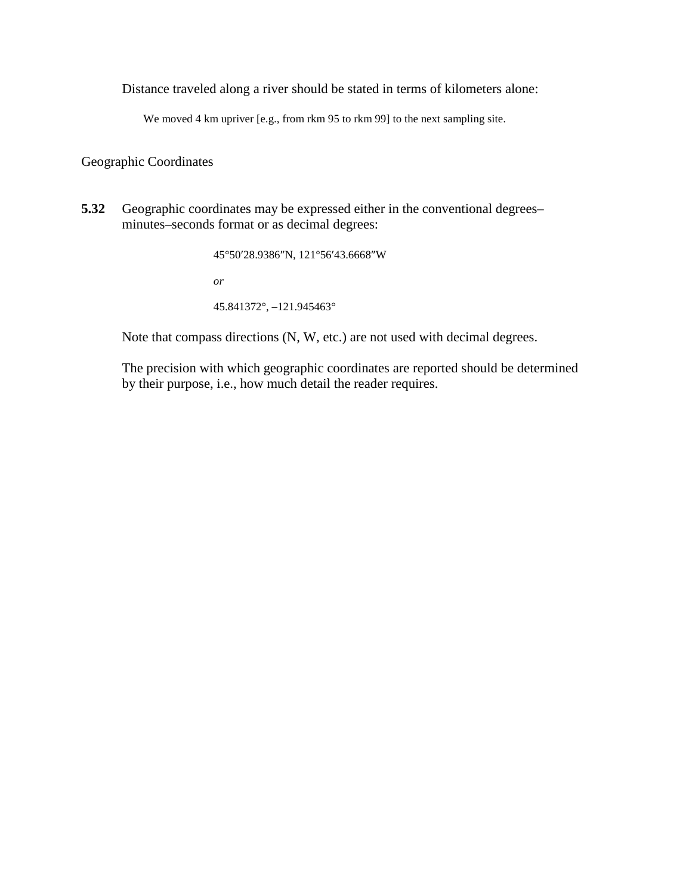Distance traveled along a river should be stated in terms of kilometers alone:

> We moved 4 km upriver [e.g., from rkm 95 to rkm 99] to the next sampling site.

## Geographic Coordinates

**5.32** Geographic coordinates may be expressed either in the conventional degrees–minutes–seconds format or as decimal degrees:

> 45°50′28.9386″N, 121°56′43.6668″W
>
> *or*
>
> 45.841372°, –121.945463°

Note that compass directions (N, W, etc.) are not used with decimal degrees.

The precision with which geographic coordinates are reported should be determined by their purpose, i.e., how much detail the reader requires.